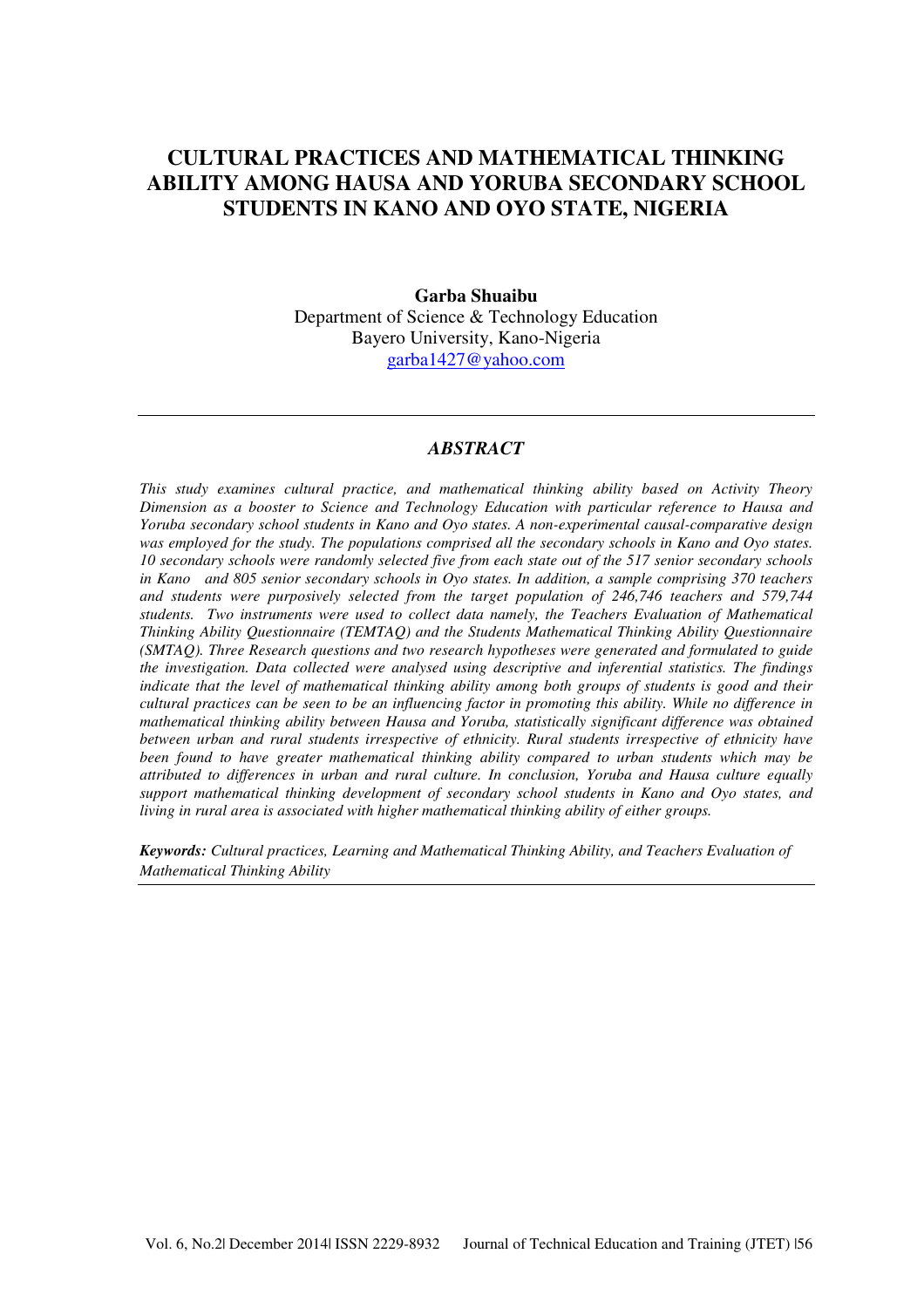# CULTURAL PRACTICES AND MATHEMATICAL THINKING ABILITY AMONG HAUSA AND YORUBA SECONDARY SCHOOL STUDENTS IN KANO AND OYO STATE, NIGERIA

**Garba Shuaibu**
Department of Science & Technology Education
Bayero University, Kano-Nigeria
garba1427@yahoo.com

---

## *ABSTRACT*

*This study examines cultural practice, and mathematical thinking ability based on Activity Theory Dimension as a booster to Science and Technology Education with particular reference to Hausa and Yoruba secondary school students in Kano and Oyo states. A non-experimental causal-comparative design was employed for the study. The populations comprised all the secondary schools in Kano and Oyo states. 10 secondary schools were randomly selected five from each state out of the 517 senior secondary schools in Kano and 805 senior secondary schools in Oyo states. In addition, a sample comprising 370 teachers and students were purposively selected from the target population of 246,746 teachers and 579,744 students. Two instruments were used to collect data namely, the Teachers Evaluation of Mathematical Thinking Ability Questionnaire (TEMTAQ) and the Students Mathematical Thinking Ability Questionnaire (SMTAQ). Three Research questions and two research hypotheses were generated and formulated to guide the investigation. Data collected were analysed using descriptive and inferential statistics. The findings indicate that the level of mathematical thinking ability among both groups of students is good and their cultural practices can be seen to be an influencing factor in promoting this ability. While no difference in mathematical thinking ability between Hausa and Yoruba, statistically significant difference was obtained between urban and rural students irrespective of ethnicity. Rural students irrespective of ethnicity have been found to have greater mathematical thinking ability compared to urban students which may be attributed to differences in urban and rural culture. In conclusion, Yoruba and Hausa culture equally support mathematical thinking development of secondary school students in Kano and Oyo states, and living in rural area is associated with higher mathematical thinking ability of either groups.*

***Keywords:*** *Cultural practices, Learning and Mathematical Thinking Ability, and Teachers Evaluation of Mathematical Thinking Ability*

---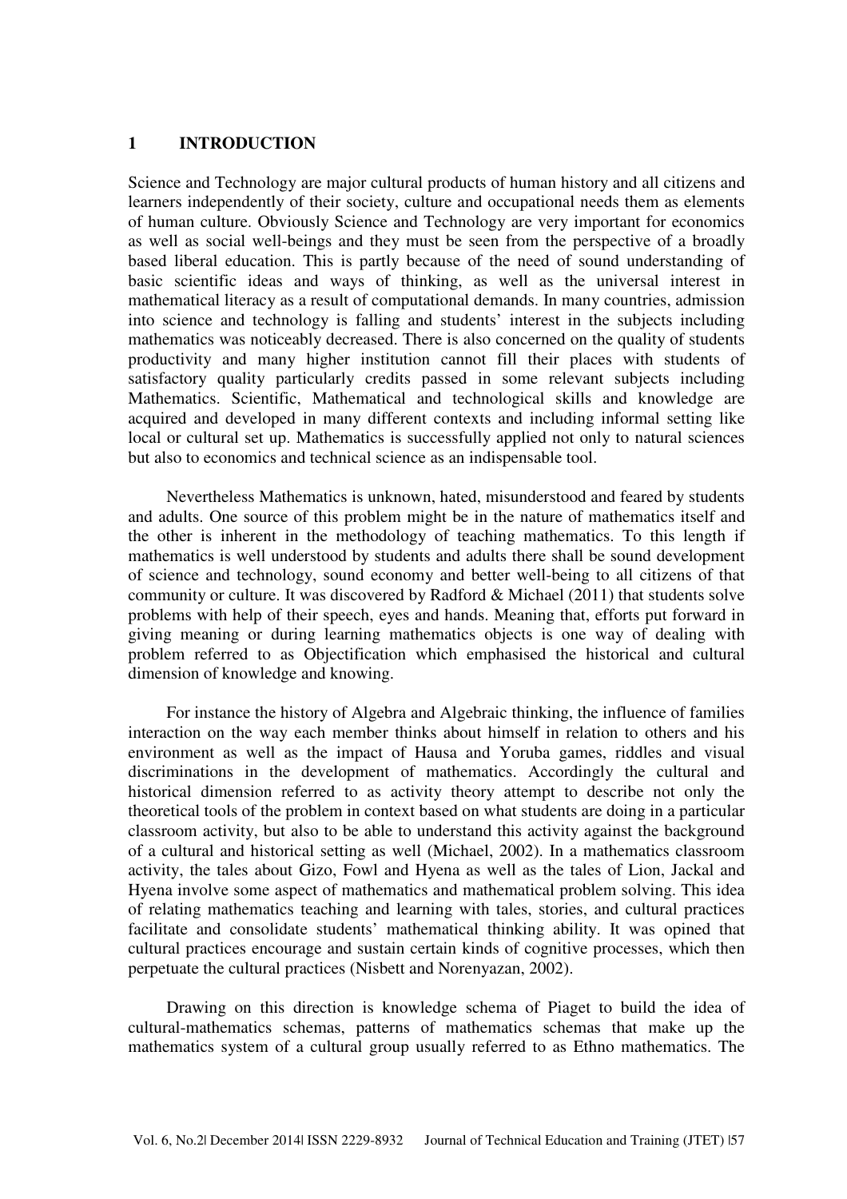## 1 INTRODUCTION

Science and Technology are major cultural products of human history and all citizens and learners independently of their society, culture and occupational needs them as elements of human culture. Obviously Science and Technology are very important for economics as well as social well-beings and they must be seen from the perspective of a broadly based liberal education. This is partly because of the need of sound understanding of basic scientific ideas and ways of thinking, as well as the universal interest in mathematical literacy as a result of computational demands. In many countries, admission into science and technology is falling and students' interest in the subjects including mathematics was noticeably decreased. There is also concerned on the quality of students productivity and many higher institution cannot fill their places with students of satisfactory quality particularly credits passed in some relevant subjects including Mathematics. Scientific, Mathematical and technological skills and knowledge are acquired and developed in many different contexts and including informal setting like local or cultural set up. Mathematics is successfully applied not only to natural sciences but also to economics and technical science as an indispensable tool.

Nevertheless Mathematics is unknown, hated, misunderstood and feared by students and adults. One source of this problem might be in the nature of mathematics itself and the other is inherent in the methodology of teaching mathematics. To this length if mathematics is well understood by students and adults there shall be sound development of science and technology, sound economy and better well-being to all citizens of that community or culture. It was discovered by Radford & Michael (2011) that students solve problems with help of their speech, eyes and hands. Meaning that, efforts put forward in giving meaning or during learning mathematics objects is one way of dealing with problem referred to as Objectification which emphasised the historical and cultural dimension of knowledge and knowing.

For instance the history of Algebra and Algebraic thinking, the influence of families interaction on the way each member thinks about himself in relation to others and his environment as well as the impact of Hausa and Yoruba games, riddles and visual discriminations in the development of mathematics. Accordingly the cultural and historical dimension referred to as activity theory attempt to describe not only the theoretical tools of the problem in context based on what students are doing in a particular classroom activity, but also to be able to understand this activity against the background of a cultural and historical setting as well (Michael, 2002). In a mathematics classroom activity, the tales about Gizo, Fowl and Hyena as well as the tales of Lion, Jackal and Hyena involve some aspect of mathematics and mathematical problem solving. This idea of relating mathematics teaching and learning with tales, stories, and cultural practices facilitate and consolidate students' mathematical thinking ability. It was opined that cultural practices encourage and sustain certain kinds of cognitive processes, which then perpetuate the cultural practices (Nisbett and Norenyazan, 2002).

Drawing on this direction is knowledge schema of Piaget to build the idea of cultural-mathematics schemas, patterns of mathematics schemas that make up the mathematics system of a cultural group usually referred to as Ethno mathematics. The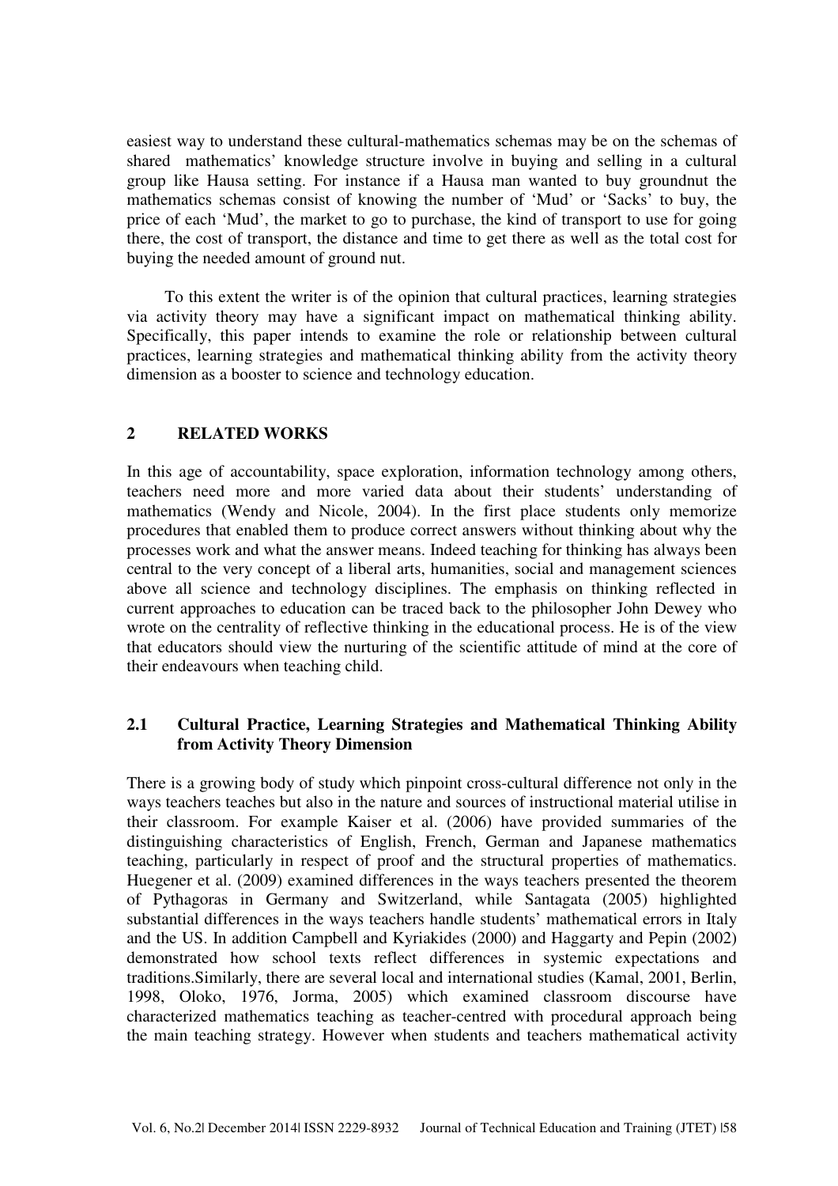easiest way to understand these cultural-mathematics schemas may be on the schemas of shared mathematics' knowledge structure involve in buying and selling in a cultural group like Hausa setting. For instance if a Hausa man wanted to buy groundnut the mathematics schemas consist of knowing the number of 'Mud' or 'Sacks' to buy, the price of each 'Mud', the market to go to purchase, the kind of transport to use for going there, the cost of transport, the distance and time to get there as well as the total cost for buying the needed amount of ground nut.

To this extent the writer is of the opinion that cultural practices, learning strategies via activity theory may have a significant impact on mathematical thinking ability. Specifically, this paper intends to examine the role or relationship between cultural practices, learning strategies and mathematical thinking ability from the activity theory dimension as a booster to science and technology education.

## 2 RELATED WORKS

In this age of accountability, space exploration, information technology among others, teachers need more and more varied data about their students' understanding of mathematics (Wendy and Nicole, 2004). In the first place students only memorize procedures that enabled them to produce correct answers without thinking about why the processes work and what the answer means. Indeed teaching for thinking has always been central to the very concept of a liberal arts, humanities, social and management sciences above all science and technology disciplines. The emphasis on thinking reflected in current approaches to education can be traced back to the philosopher John Dewey who wrote on the centrality of reflective thinking in the educational process. He is of the view that educators should view the nurturing of the scientific attitude of mind at the core of their endeavours when teaching child.

### 2.1 Cultural Practice, Learning Strategies and Mathematical Thinking Ability from Activity Theory Dimension

There is a growing body of study which pinpoint cross-cultural difference not only in the ways teachers teaches but also in the nature and sources of instructional material utilise in their classroom. For example Kaiser et al. (2006) have provided summaries of the distinguishing characteristics of English, French, German and Japanese mathematics teaching, particularly in respect of proof and the structural properties of mathematics. Huegener et al. (2009) examined differences in the ways teachers presented the theorem of Pythagoras in Germany and Switzerland, while Santagata (2005) highlighted substantial differences in the ways teachers handle students' mathematical errors in Italy and the US. In addition Campbell and Kyriakides (2000) and Haggarty and Pepin (2002) demonstrated how school texts reflect differences in systemic expectations and traditions.Similarly, there are several local and international studies (Kamal, 2001, Berlin, 1998, Oloko, 1976, Jorma, 2005) which examined classroom discourse have characterized mathematics teaching as teacher-centred with procedural approach being the main teaching strategy. However when students and teachers mathematical activity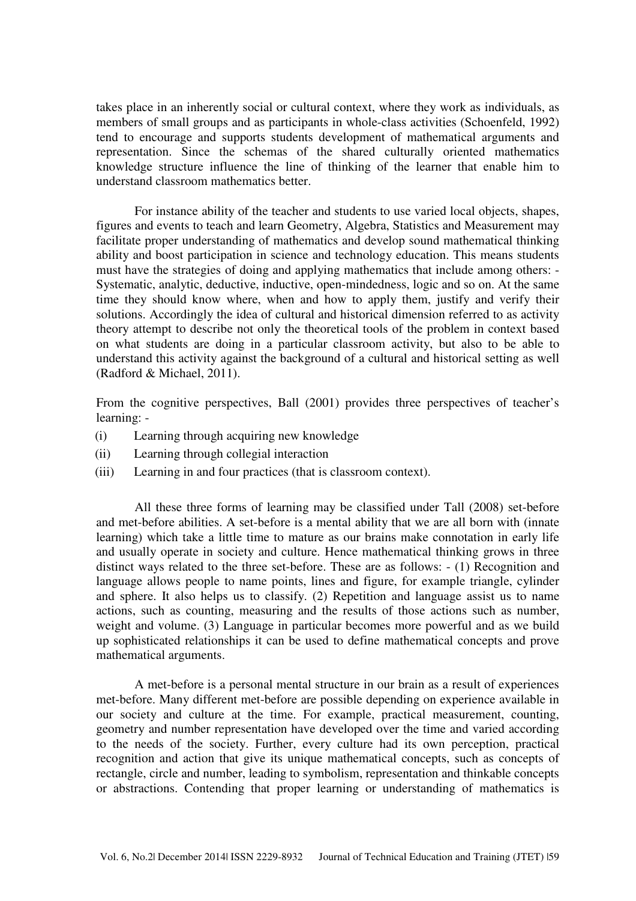takes place in an inherently social or cultural context, where they work as individuals, as members of small groups and as participants in whole-class activities (Schoenfeld, 1992) tend to encourage and supports students development of mathematical arguments and representation. Since the schemas of the shared culturally oriented mathematics knowledge structure influence the line of thinking of the learner that enable him to understand classroom mathematics better.

For instance ability of the teacher and students to use varied local objects, shapes, figures and events to teach and learn Geometry, Algebra, Statistics and Measurement may facilitate proper understanding of mathematics and develop sound mathematical thinking ability and boost participation in science and technology education. This means students must have the strategies of doing and applying mathematics that include among others: - Systematic, analytic, deductive, inductive, open-mindedness, logic and so on. At the same time they should know where, when and how to apply them, justify and verify their solutions. Accordingly the idea of cultural and historical dimension referred to as activity theory attempt to describe not only the theoretical tools of the problem in context based on what students are doing in a particular classroom activity, but also to be able to understand this activity against the background of a cultural and historical setting as well (Radford & Michael, 2011).

From the cognitive perspectives, Ball (2001) provides three perspectives of teacher's learning: -

(i) Learning through acquiring new knowledge
(ii) Learning through collegial interaction
(iii) Learning in and four practices (that is classroom context).

All these three forms of learning may be classified under Tall (2008) set-before and met-before abilities. A set-before is a mental ability that we are all born with (innate learning) which take a little time to mature as our brains make connotation in early life and usually operate in society and culture. Hence mathematical thinking grows in three distinct ways related to the three set-before. These are as follows: - (1) Recognition and language allows people to name points, lines and figure, for example triangle, cylinder and sphere. It also helps us to classify. (2) Repetition and language assist us to name actions, such as counting, measuring and the results of those actions such as number, weight and volume. (3) Language in particular becomes more powerful and as we build up sophisticated relationships it can be used to define mathematical concepts and prove mathematical arguments.

A met-before is a personal mental structure in our brain as a result of experiences met-before. Many different met-before are possible depending on experience available in our society and culture at the time. For example, practical measurement, counting, geometry and number representation have developed over the time and varied according to the needs of the society. Further, every culture had its own perception, practical recognition and action that give its unique mathematical concepts, such as concepts of rectangle, circle and number, leading to symbolism, representation and thinkable concepts or abstractions. Contending that proper learning or understanding of mathematics is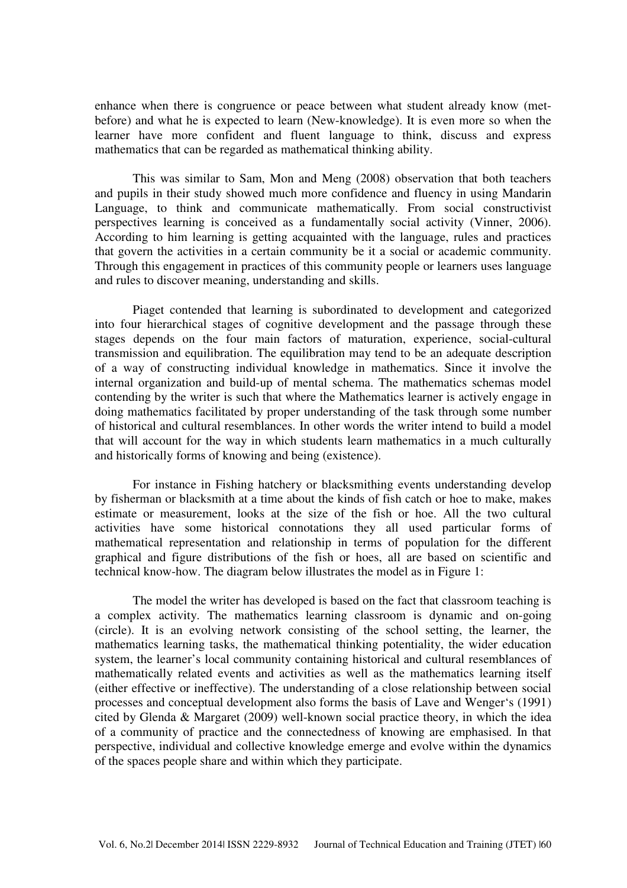enhance when there is congruence or peace between what student already know (met-before) and what he is expected to learn (New-knowledge). It is even more so when the learner have more confident and fluent language to think, discuss and express mathematics that can be regarded as mathematical thinking ability.

This was similar to Sam, Mon and Meng (2008) observation that both teachers and pupils in their study showed much more confidence and fluency in using Mandarin Language, to think and communicate mathematically. From social constructivist perspectives learning is conceived as a fundamentally social activity (Vinner, 2006). According to him learning is getting acquainted with the language, rules and practices that govern the activities in a certain community be it a social or academic community. Through this engagement in practices of this community people or learners uses language and rules to discover meaning, understanding and skills.

Piaget contended that learning is subordinated to development and categorized into four hierarchical stages of cognitive development and the passage through these stages depends on the four main factors of maturation, experience, social-cultural transmission and equilibration. The equilibration may tend to be an adequate description of a way of constructing individual knowledge in mathematics. Since it involve the internal organization and build-up of mental schema. The mathematics schemas model contending by the writer is such that where the Mathematics learner is actively engage in doing mathematics facilitated by proper understanding of the task through some number of historical and cultural resemblances. In other words the writer intend to build a model that will account for the way in which students learn mathematics in a much culturally and historically forms of knowing and being (existence).

For instance in Fishing hatchery or blacksmithing events understanding develop by fisherman or blacksmith at a time about the kinds of fish catch or hoe to make, makes estimate or measurement, looks at the size of the fish or hoe. All the two cultural activities have some historical connotations they all used particular forms of mathematical representation and relationship in terms of population for the different graphical and figure distributions of the fish or hoes, all are based on scientific and technical know-how. The diagram below illustrates the model as in Figure 1:

The model the writer has developed is based on the fact that classroom teaching is a complex activity. The mathematics learning classroom is dynamic and on-going (circle). It is an evolving network consisting of the school setting, the learner, the mathematics learning tasks, the mathematical thinking potentiality, the wider education system, the learner's local community containing historical and cultural resemblances of mathematically related events and activities as well as the mathematics learning itself (either effective or ineffective). The understanding of a close relationship between social processes and conceptual development also forms the basis of Lave and Wenger's (1991) cited by Glenda & Margaret (2009) well-known social practice theory, in which the idea of a community of practice and the connectedness of knowing are emphasised. In that perspective, individual and collective knowledge emerge and evolve within the dynamics of the spaces people share and within which they participate.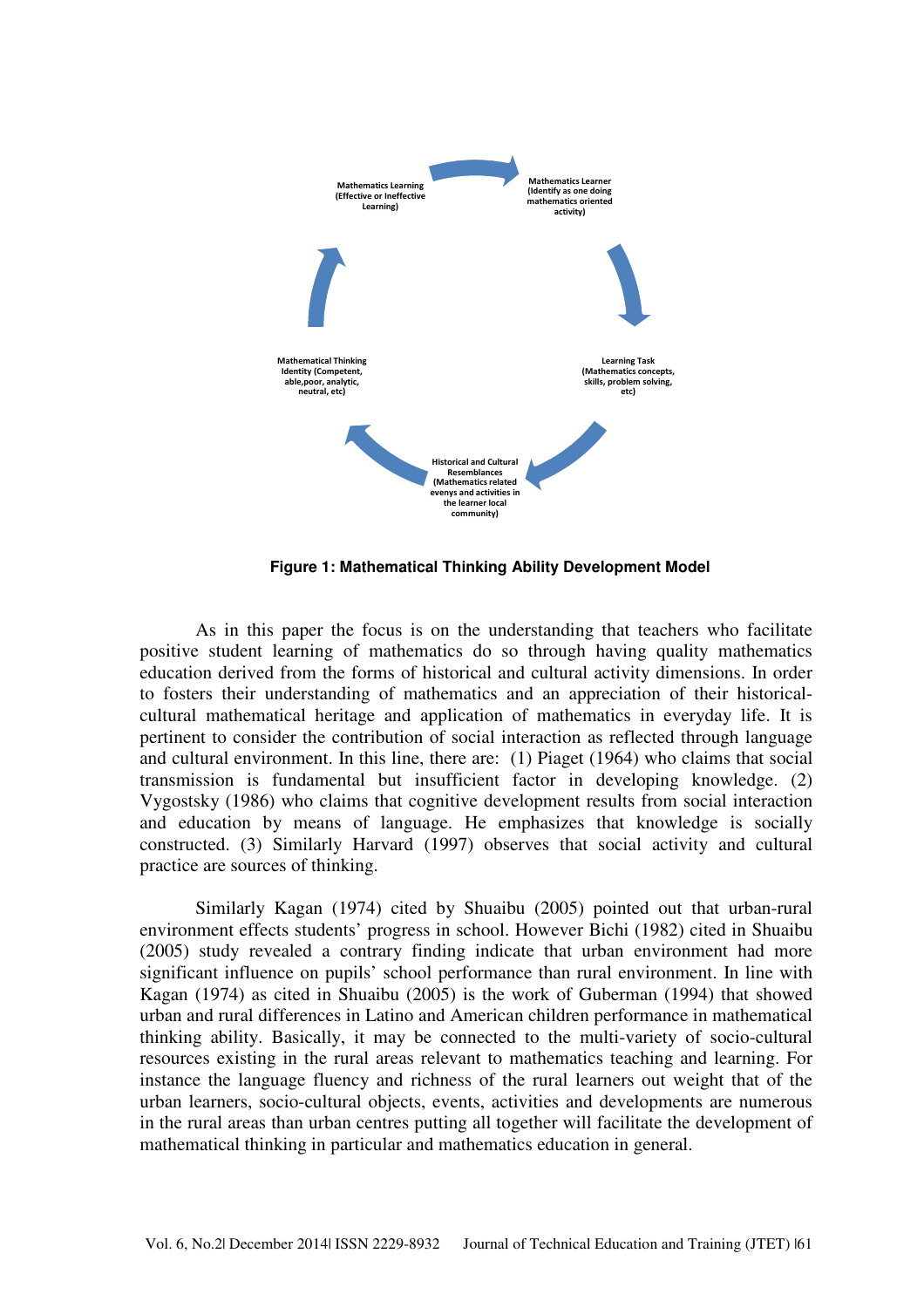Mathematics Learning (Effective or Ineffective Learning)

Mathematics Learner (Identify as one doing mathematics oriented activity)

Learning Task (Mathematics concepts, skills, problem solving, etc)

Historical and Cultural Resemblances (Mathematics related evenys and activities in the learner local community)

Mathematical Thinking Identity (Competent, able,poor, analytic, neutral, etc)

**Figure 1: Mathematical Thinking Ability Development Model**

As in this paper the focus is on the understanding that teachers who facilitate positive student learning of mathematics do so through having quality mathematics education derived from the forms of historical and cultural activity dimensions. In order to fosters their understanding of mathematics and an appreciation of their historical-cultural mathematical heritage and application of mathematics in everyday life. It is pertinent to consider the contribution of social interaction as reflected through language and cultural environment. In this line, there are: (1) Piaget (1964) who claims that social transmission is fundamental but insufficient factor in developing knowledge. (2) Vygostsky (1986) who claims that cognitive development results from social interaction and education by means of language. He emphasizes that knowledge is socially constructed. (3) Similarly Harvard (1997) observes that social activity and cultural practice are sources of thinking.

Similarly Kagan (1974) cited by Shuaibu (2005) pointed out that urban-rural environment effects students' progress in school. However Bichi (1982) cited in Shuaibu (2005) study revealed a contrary finding indicate that urban environment had more significant influence on pupils' school performance than rural environment. In line with Kagan (1974) as cited in Shuaibu (2005) is the work of Guberman (1994) that showed urban and rural differences in Latino and American children performance in mathematical thinking ability. Basically, it may be connected to the multi-variety of socio-cultural resources existing in the rural areas relevant to mathematics teaching and learning. For instance the language fluency and richness of the rural learners out weight that of the urban learners, socio-cultural objects, events, activities and developments are numerous in the rural areas than urban centres putting all together will facilitate the development of mathematical thinking in particular and mathematics education in general.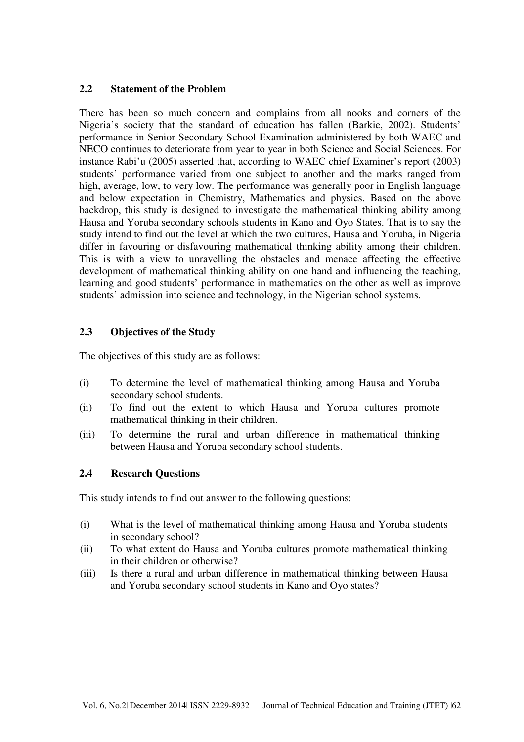## 2.2 Statement of the Problem

There has been so much concern and complains from all nooks and corners of the Nigeria's society that the standard of education has fallen (Barkie, 2002). Students' performance in Senior Secondary School Examination administered by both WAEC and NECO continues to deteriorate from year to year in both Science and Social Sciences. For instance Rabi'u (2005) asserted that, according to WAEC chief Examiner's report (2003) students' performance varied from one subject to another and the marks ranged from high, average, low, to very low. The performance was generally poor in English language and below expectation in Chemistry, Mathematics and physics. Based on the above backdrop, this study is designed to investigate the mathematical thinking ability among Hausa and Yoruba secondary schools students in Kano and Oyo States. That is to say the study intend to find out the level at which the two cultures, Hausa and Yoruba, in Nigeria differ in favouring or disfavouring mathematical thinking ability among their children. This is with a view to unravelling the obstacles and menace affecting the effective development of mathematical thinking ability on one hand and influencing the teaching, learning and good students' performance in mathematics on the other as well as improve students' admission into science and technology, in the Nigerian school systems.

## 2.3 Objectives of the Study

The objectives of this study are as follows:

(i) To determine the level of mathematical thinking among Hausa and Yoruba secondary school students.
(ii) To find out the extent to which Hausa and Yoruba cultures promote mathematical thinking in their children.
(iii) To determine the rural and urban difference in mathematical thinking between Hausa and Yoruba secondary school students.

## 2.4 Research Questions

This study intends to find out answer to the following questions:

(i) What is the level of mathematical thinking among Hausa and Yoruba students in secondary school?
(ii) To what extent do Hausa and Yoruba cultures promote mathematical thinking in their children or otherwise?
(iii) Is there a rural and urban difference in mathematical thinking between Hausa and Yoruba secondary school students in Kano and Oyo states?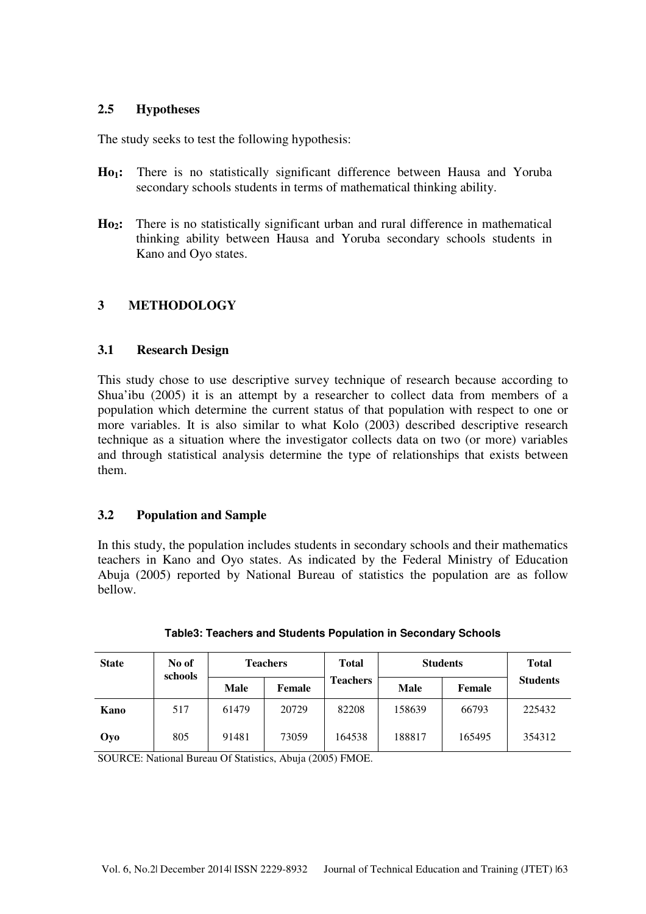## 2.5 Hypotheses

The study seeks to test the following hypothesis:

**$Ho_1$:** There is no statistically significant difference between Hausa and Yoruba secondary schools students in terms of mathematical thinking ability.

**$Ho_2$:** There is no statistically significant urban and rural difference in mathematical thinking ability between Hausa and Yoruba secondary schools students in Kano and Oyo states.

# 3 METHODOLOGY

## 3.1 Research Design

This study chose to use descriptive survey technique of research because according to Shua'ibu (2005) it is an attempt by a researcher to collect data from members of a population which determine the current status of that population with respect to one or more variables. It is also similar to what Kolo (2003) described descriptive research technique as a situation where the investigator collects data on two (or more) variables and through statistical analysis determine the type of relationships that exists between them.

## 3.2 Population and Sample

In this study, the population includes students in secondary schools and their mathematics teachers in Kano and Oyo states. As indicated by the Federal Ministry of Education Abuja (2005) reported by National Bureau of statistics the population are as follow bellow.

**Table3: Teachers and Students Population in Secondary Schools**

| State | No of schools | Teachers | | Total Teachers | Students | | Total Students |
|---|---|---|---|---|---|---|---|
| | | Male | Female | | Male | Female | |
| **Kano** | 517 | 61479 | 20729 | 82208 | 158639 | 66793 | 225432 |
| **Oyo** | 805 | 91481 | 73059 | 164538 | 188817 | 165495 | 354312 |

SOURCE: National Bureau Of Statistics, Abuja (2005) FMOE.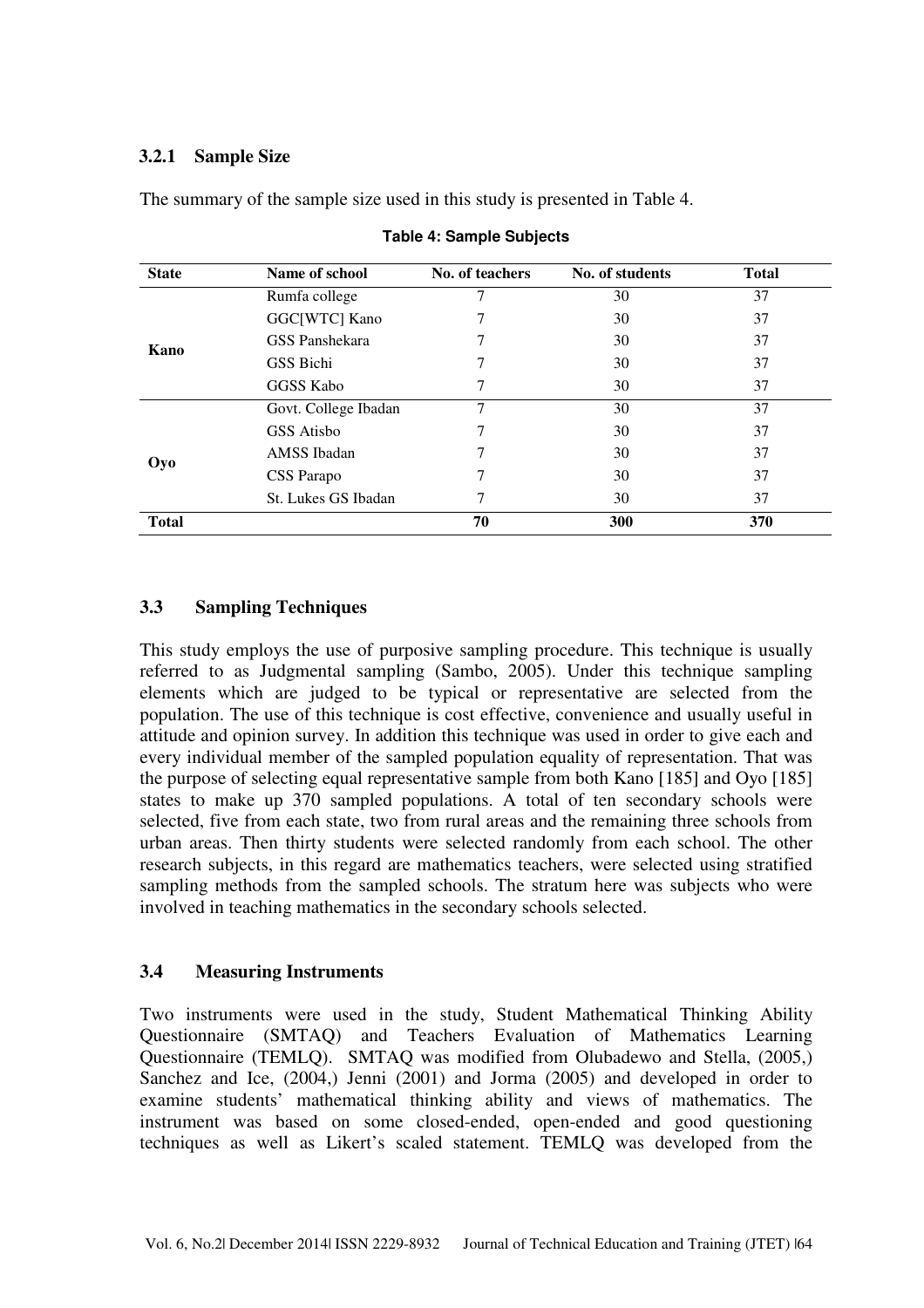### 3.2.1 Sample Size

The summary of the sample size used in this study is presented in Table 4.

**Table 4: Sample Subjects**

| State | Name of school | No. of teachers | No. of students | Total |
|---|---|---|---|---|
| **Kano** | Rumfa college | 7 | 30 | 37 |
| | GGC[WTC] Kano | 7 | 30 | 37 |
| | GSS Panshekara | 7 | 30 | 37 |
| | GSS Bichi | 7 | 30 | 37 |
| | GGSS Kabo | 7 | 30 | 37 |
| **Oyo** | Govt. College Ibadan | 7 | 30 | 37 |
| | GSS Atisbo | 7 | 30 | 37 |
| | AMSS Ibadan | 7 | 30 | 37 |
| | CSS Parapo | 7 | 30 | 37 |
| | St. Lukes GS Ibadan | 7 | 30 | 37 |
| **Total** | | **70** | **300** | **370** |

## 3.3 Sampling Techniques

This study employs the use of purposive sampling procedure. This technique is usually referred to as Judgmental sampling (Sambo, 2005). Under this technique sampling elements which are judged to be typical or representative are selected from the population. The use of this technique is cost effective, convenience and usually useful in attitude and opinion survey. In addition this technique was used in order to give each and every individual member of the sampled population equality of representation. That was the purpose of selecting equal representative sample from both Kano [185] and Oyo [185] states to make up 370 sampled populations. A total of ten secondary schools were selected, five from each state, two from rural areas and the remaining three schools from urban areas. Then thirty students were selected randomly from each school. The other research subjects, in this regard are mathematics teachers, were selected using stratified sampling methods from the sampled schools. The stratum here was subjects who were involved in teaching mathematics in the secondary schools selected.

## 3.4 Measuring Instruments

Two instruments were used in the study, Student Mathematical Thinking Ability Questionnaire (SMTAQ) and Teachers Evaluation of Mathematics Learning Questionnaire (TEMLQ). SMTAQ was modified from Olubadewo and Stella, (2005,) Sanchez and Ice, (2004,) Jenni (2001) and Jorma (2005) and developed in order to examine students' mathematical thinking ability and views of mathematics. The instrument was based on some closed-ended, open-ended and good questioning techniques as well as Likert's scaled statement. TEMLQ was developed from the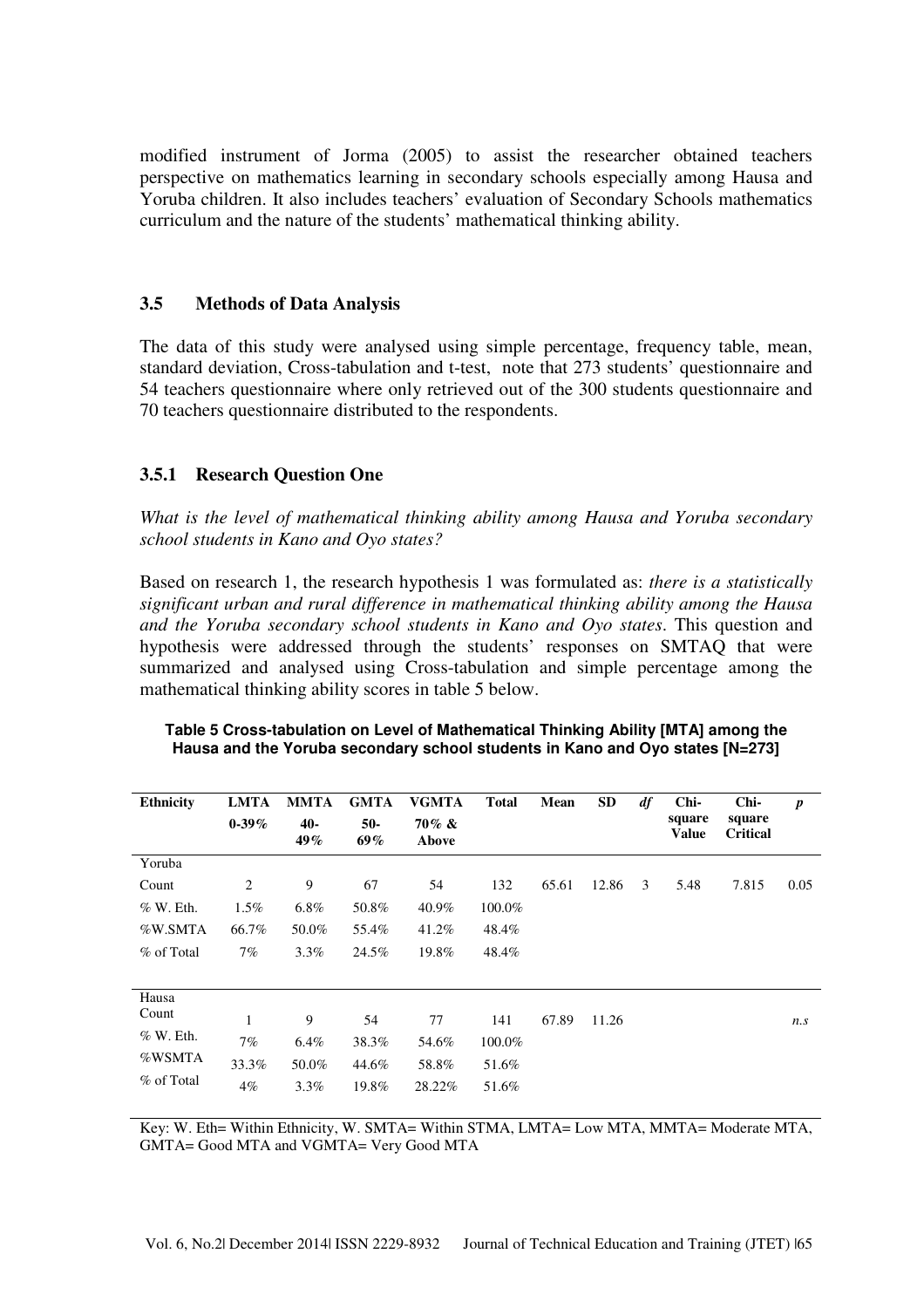modified instrument of Jorma (2005) to assist the researcher obtained teachers perspective on mathematics learning in secondary schools especially among Hausa and Yoruba children. It also includes teachers' evaluation of Secondary Schools mathematics curriculum and the nature of the students' mathematical thinking ability.

### 3.5 Methods of Data Analysis

The data of this study were analysed using simple percentage, frequency table, mean, standard deviation, Cross-tabulation and t-test, note that 273 students' questionnaire and 54 teachers questionnaire where only retrieved out of the 300 students questionnaire and 70 teachers questionnaire distributed to the respondents.

### 3.5.1 Research Question One

*What is the level of mathematical thinking ability among Hausa and Yoruba secondary school students in Kano and Oyo states?*

Based on research 1, the research hypothesis 1 was formulated as: *there is a statistically significant urban and rural difference in mathematical thinking ability among the Hausa and the Yoruba secondary school students in Kano and Oyo states*. This question and hypothesis were addressed through the students' responses on SMTAQ that were summarized and analysed using Cross-tabulation and simple percentage among the mathematical thinking ability scores in table 5 below.

**Table 5 Cross-tabulation on Level of Mathematical Thinking Ability [MTA] among the Hausa and the Yoruba secondary school students in Kano and Oyo states [N=273]**

| Ethnicity | LMTA 0-39% | MMTA 40-49% | GMTA 50-69% | VGMTA 70% & Above | Total | Mean | SD | *df* | Chi-square Value | Chi-square Critical | *p* |
|---|---|---|---|---|---|---|---|---|---|---|---|
| Yoruba | | | | | | | | | | | |
| Count | 2 | 9 | 67 | 54 | 132 | 65.61 | 12.86 | 3 | 5.48 | 7.815 | 0.05 |
| % W. Eth. | 1.5% | 6.8% | 50.8% | 40.9% | 100.0% | | | | | | |
| %W.SMTA | 66.7% | 50.0% | 55.4% | 41.2% | 48.4% | | | | | | |
| % of Total | 7% | 3.3% | 24.5% | 19.8% | 48.4% | | | | | | |
| Hausa | | | | | | | | | | | |
| Count | 1 | 9 | 54 | 77 | 141 | 67.89 | 11.26 | | | | *n.s* |
| % W. Eth. | 7% | 6.4% | 38.3% | 54.6% | 100.0% | | | | | | |
| %WSMTA | 33.3% | 50.0% | 44.6% | 58.8% | 51.6% | | | | | | |
| % of Total | 4% | 3.3% | 19.8% | 28.22% | 51.6% | | | | | | |

Key: W. Eth= Within Ethnicity, W. SMTA= Within STMA, LMTA= Low MTA, MMTA= Moderate MTA, GMTA= Good MTA and VGMTA= Very Good MTA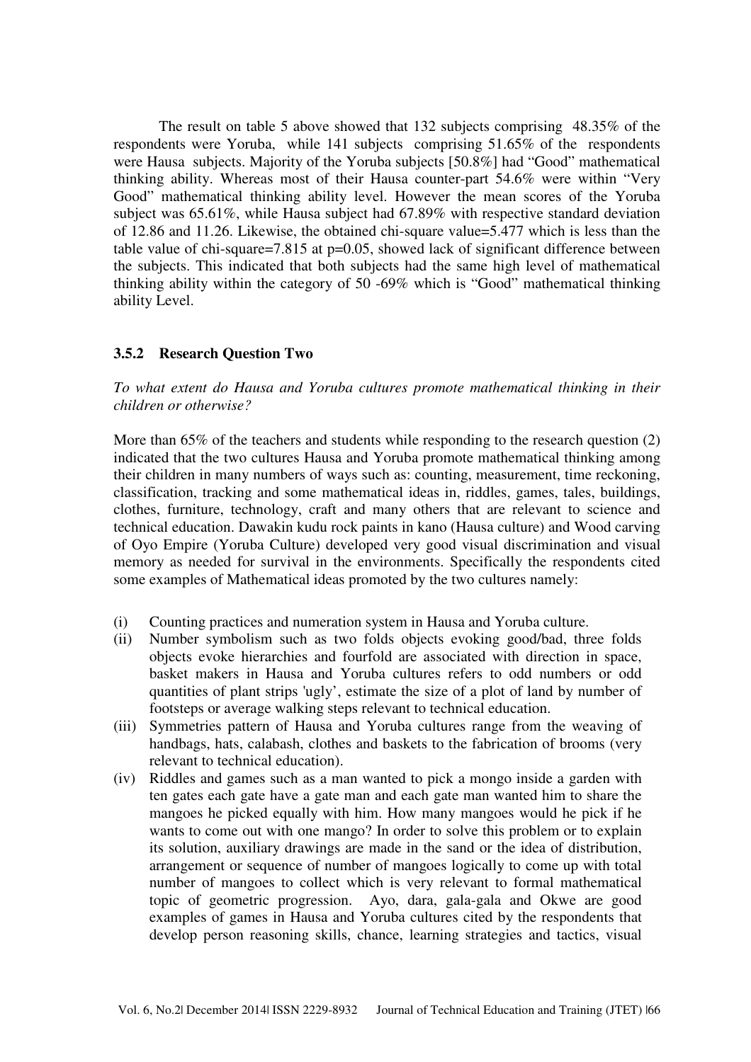The result on table 5 above showed that 132 subjects comprising 48.35% of the respondents were Yoruba, while 141 subjects comprising 51.65% of the respondents were Hausa subjects. Majority of the Yoruba subjects [50.8%] had "Good" mathematical thinking ability. Whereas most of their Hausa counter-part 54.6% were within "Very Good" mathematical thinking ability level. However the mean scores of the Yoruba subject was 65.61%, while Hausa subject had 67.89% with respective standard deviation of 12.86 and 11.26. Likewise, the obtained chi-square value=5.477 which is less than the table value of chi-square=7.815 at p=0.05, showed lack of significant difference between the subjects. This indicated that both subjects had the same high level of mathematical thinking ability within the category of 50 -69% which is "Good" mathematical thinking ability Level.

### 3.5.2 Research Question Two

*To what extent do Hausa and Yoruba cultures promote mathematical thinking in their children or otherwise?*

More than 65% of the teachers and students while responding to the research question (2) indicated that the two cultures Hausa and Yoruba promote mathematical thinking among their children in many numbers of ways such as: counting, measurement, time reckoning, classification, tracking and some mathematical ideas in, riddles, games, tales, buildings, clothes, furniture, technology, craft and many others that are relevant to science and technical education. Dawakin kudu rock paints in kano (Hausa culture) and Wood carving of Oyo Empire (Yoruba Culture) developed very good visual discrimination and visual memory as needed for survival in the environments. Specifically the respondents cited some examples of Mathematical ideas promoted by the two cultures namely:

(i) Counting practices and numeration system in Hausa and Yoruba culture.

(ii) Number symbolism such as two folds objects evoking good/bad, three folds objects evoke hierarchies and fourfold are associated with direction in space, basket makers in Hausa and Yoruba cultures refers to odd numbers or odd quantities of plant strips 'ugly', estimate the size of a plot of land by number of footsteps or average walking steps relevant to technical education.

(iii) Symmetries pattern of Hausa and Yoruba cultures range from the weaving of handbags, hats, calabash, clothes and baskets to the fabrication of brooms (very relevant to technical education).

(iv) Riddles and games such as a man wanted to pick a mongo inside a garden with ten gates each gate have a gate man and each gate man wanted him to share the mangoes he picked equally with him. How many mangoes would he pick if he wants to come out with one mango? In order to solve this problem or to explain its solution, auxiliary drawings are made in the sand or the idea of distribution, arrangement or sequence of number of mangoes logically to come up with total number of mangoes to collect which is very relevant to formal mathematical topic of geometric progression. Ayo, dara, gala-gala and Okwe are good examples of games in Hausa and Yoruba cultures cited by the respondents that develop person reasoning skills, chance, learning strategies and tactics, visual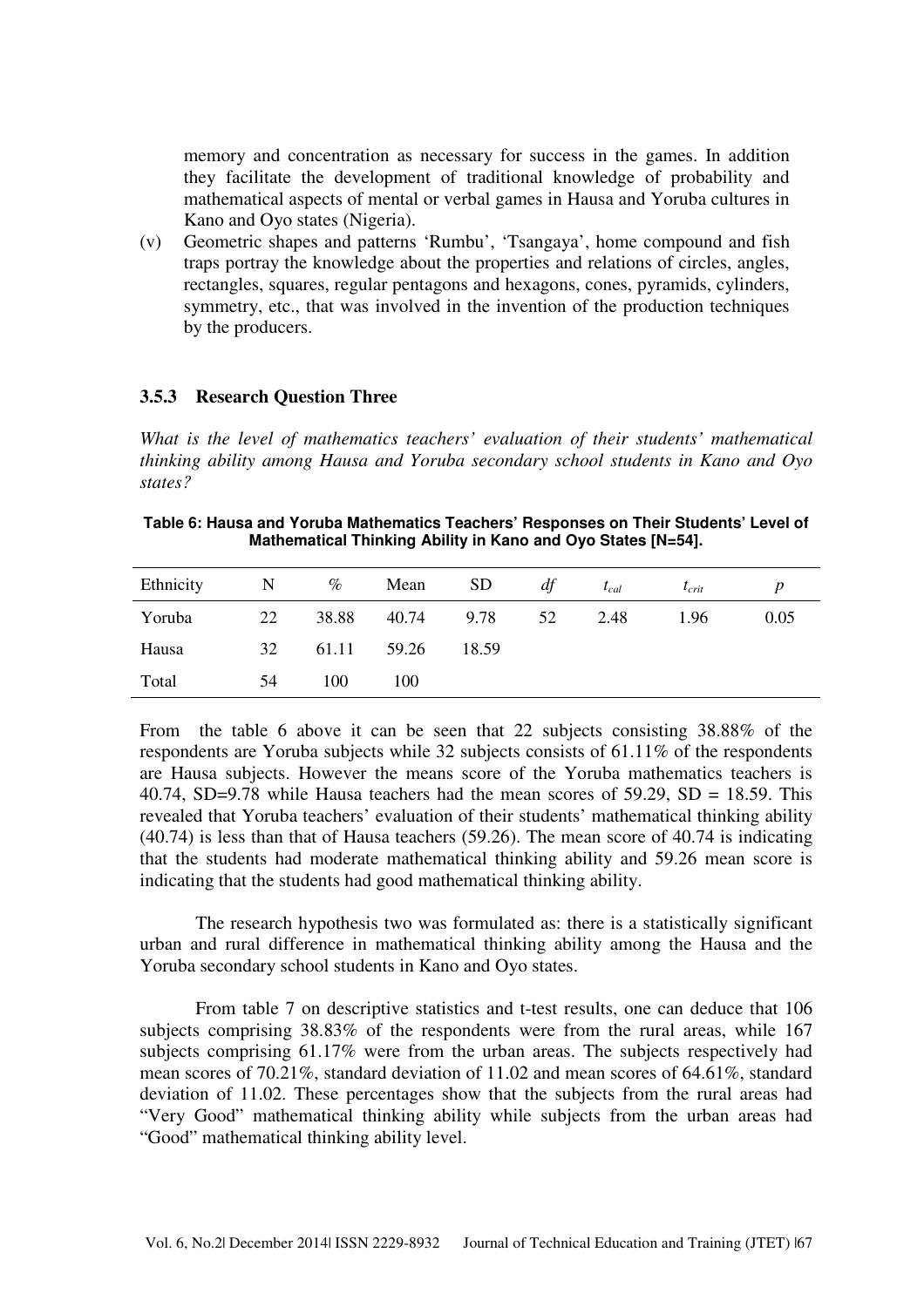memory and concentration as necessary for success in the games. In addition they facilitate the development of traditional knowledge of probability and mathematical aspects of mental or verbal games in Hausa and Yoruba cultures in Kano and Oyo states (Nigeria).

(v) Geometric shapes and patterns 'Rumbu', 'Tsangaya', home compound and fish traps portray the knowledge about the properties and relations of circles, angles, rectangles, squares, regular pentagons and hexagons, cones, pyramids, cylinders, symmetry, etc., that was involved in the invention of the production techniques by the producers.

### 3.5.3 Research Question Three

*What is the level of mathematics teachers' evaluation of their students' mathematical thinking ability among Hausa and Yoruba secondary school students in Kano and Oyo states?*

**Table 6: Hausa and Yoruba Mathematics Teachers' Responses on Their Students' Level of Mathematical Thinking Ability in Kano and Oyo States [N=54].**

| Ethnicity | N | % | Mean | SD | *df* | $t_{cal}$ | $t_{crit}$ | *p* |
|---|---|---|---|---|---|---|---|---|
| Yoruba | 22 | 38.88 | 40.74 | 9.78 | 52 | 2.48 | 1.96 | 0.05 |
| Hausa | 32 | 61.11 | 59.26 | 18.59 | | | | |
| Total | 54 | 100 | 100 | | | | | |

From the table 6 above it can be seen that 22 subjects consisting 38.88% of the respondents are Yoruba subjects while 32 subjects consists of 61.11% of the respondents are Hausa subjects. However the means score of the Yoruba mathematics teachers is 40.74, SD=9.78 while Hausa teachers had the mean scores of 59.29, SD = 18.59. This revealed that Yoruba teachers' evaluation of their students' mathematical thinking ability (40.74) is less than that of Hausa teachers (59.26). The mean score of 40.74 is indicating that the students had moderate mathematical thinking ability and 59.26 mean score is indicating that the students had good mathematical thinking ability.

The research hypothesis two was formulated as: there is a statistically significant urban and rural difference in mathematical thinking ability among the Hausa and the Yoruba secondary school students in Kano and Oyo states.

From table 7 on descriptive statistics and t-test results, one can deduce that 106 subjects comprising 38.83% of the respondents were from the rural areas, while 167 subjects comprising 61.17% were from the urban areas. The subjects respectively had mean scores of 70.21%, standard deviation of 11.02 and mean scores of 64.61%, standard deviation of 11.02. These percentages show that the subjects from the rural areas had "Very Good" mathematical thinking ability while subjects from the urban areas had "Good" mathematical thinking ability level.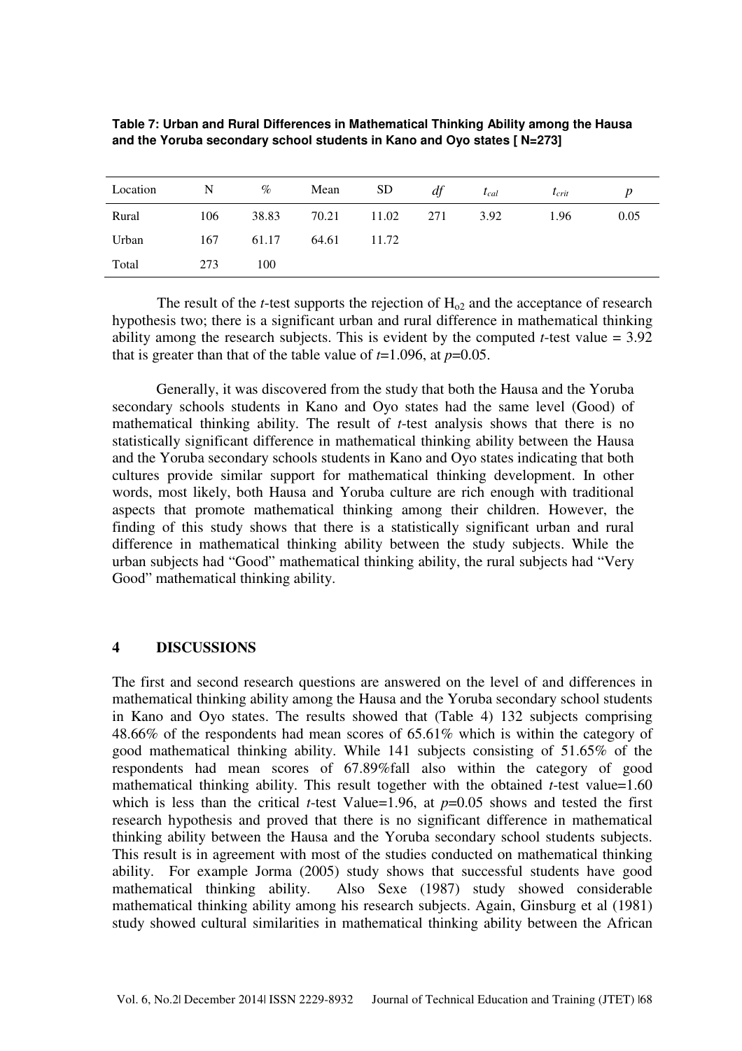**Table 7: Urban and Rural Differences in Mathematical Thinking Ability among the Hausa and the Yoruba secondary school students in Kano and Oyo states [ N=273]**

| Location | N | % | Mean | SD | *df* | $t_{cal}$ | $t_{crit}$ | *p* |
|---|---|---|---|---|---|---|---|---|
| Rural | 106 | 38.83 | 70.21 | 11.02 | 271 | 3.92 | 1.96 | 0.05 |
| Urban | 167 | 61.17 | 64.61 | 11.72 | | | | |
| Total | 273 | 100 | | | | | | |

The result of the *t*-test supports the rejection of $H_{o2}$ and the acceptance of research hypothesis two; there is a significant urban and rural difference in mathematical thinking ability among the research subjects. This is evident by the computed *t*-test value = 3.92 that is greater than that of the table value of $t$=1.096, at $p$=0.05.

Generally, it was discovered from the study that both the Hausa and the Yoruba secondary schools students in Kano and Oyo states had the same level (Good) of mathematical thinking ability. The result of *t*-test analysis shows that there is no statistically significant difference in mathematical thinking ability between the Hausa and the Yoruba secondary schools students in Kano and Oyo states indicating that both cultures provide similar support for mathematical thinking development. In other words, most likely, both Hausa and Yoruba culture are rich enough with traditional aspects that promote mathematical thinking among their children. However, the finding of this study shows that there is a statistically significant urban and rural difference in mathematical thinking ability between the study subjects. While the urban subjects had "Good" mathematical thinking ability, the rural subjects had "Very Good" mathematical thinking ability.

## 4 DISCUSSIONS

The first and second research questions are answered on the level of and differences in mathematical thinking ability among the Hausa and the Yoruba secondary school students in Kano and Oyo states. The results showed that (Table 4) 132 subjects comprising 48.66% of the respondents had mean scores of 65.61% which is within the category of good mathematical thinking ability. While 141 subjects consisting of 51.65% of the respondents had mean scores of 67.89%fall also within the category of good mathematical thinking ability. This result together with the obtained *t*-test value=1.60 which is less than the critical *t*-test Value=1.96, at $p$=0.05 shows and tested the first research hypothesis and proved that there is no significant difference in mathematical thinking ability between the Hausa and the Yoruba secondary school students subjects. This result is in agreement with most of the studies conducted on mathematical thinking ability. For example Jorma (2005) study shows that successful students have good mathematical thinking ability. Also Sexe (1987) study showed considerable mathematical thinking ability among his research subjects. Again, Ginsburg et al (1981) study showed cultural similarities in mathematical thinking ability between the African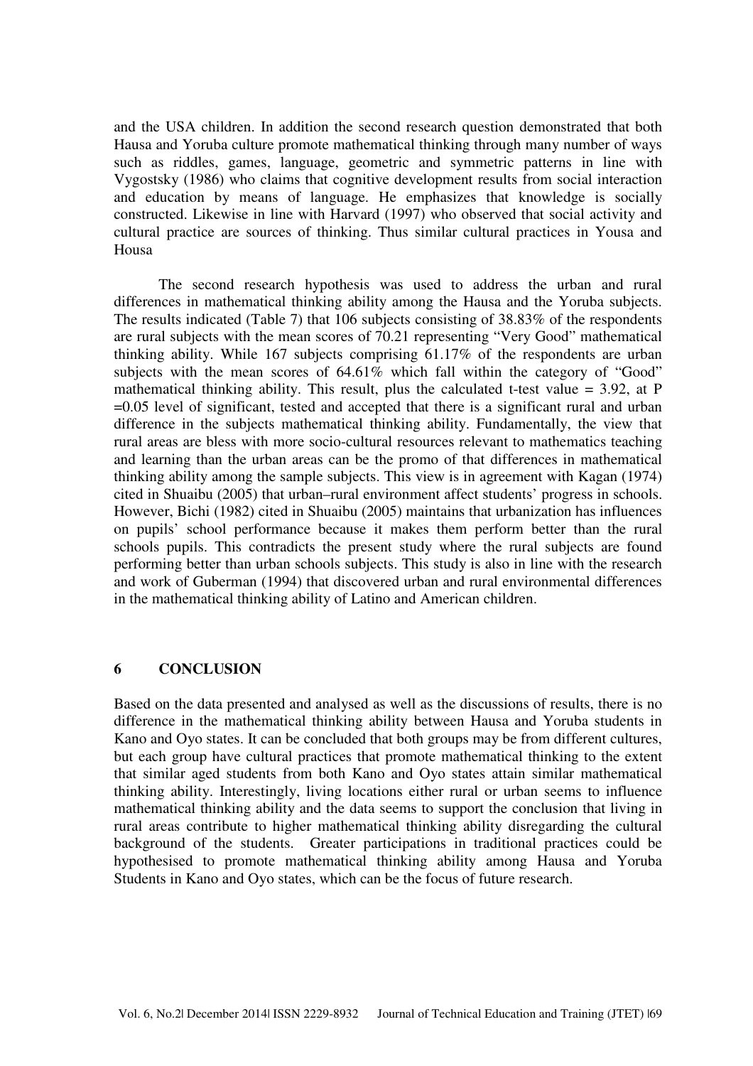and the USA children. In addition the second research question demonstrated that both Hausa and Yoruba culture promote mathematical thinking through many number of ways such as riddles, games, language, geometric and symmetric patterns in line with Vygostsky (1986) who claims that cognitive development results from social interaction and education by means of language. He emphasizes that knowledge is socially constructed. Likewise in line with Harvard (1997) who observed that social activity and cultural practice are sources of thinking. Thus similar cultural practices in Yousa and Housa

The second research hypothesis was used to address the urban and rural differences in mathematical thinking ability among the Hausa and the Yoruba subjects. The results indicated (Table 7) that 106 subjects consisting of 38.83% of the respondents are rural subjects with the mean scores of 70.21 representing "Very Good" mathematical thinking ability. While 167 subjects comprising 61.17% of the respondents are urban subjects with the mean scores of 64.61% which fall within the category of "Good" mathematical thinking ability. This result, plus the calculated t-test value = 3.92, at P =0.05 level of significant, tested and accepted that there is a significant rural and urban difference in the subjects mathematical thinking ability. Fundamentally, the view that rural areas are bless with more socio-cultural resources relevant to mathematics teaching and learning than the urban areas can be the promo of that differences in mathematical thinking ability among the sample subjects. This view is in agreement with Kagan (1974) cited in Shuaibu (2005) that urban–rural environment affect students' progress in schools. However, Bichi (1982) cited in Shuaibu (2005) maintains that urbanization has influences on pupils' school performance because it makes them perform better than the rural schools pupils. This contradicts the present study where the rural subjects are found performing better than urban schools subjects. This study is also in line with the research and work of Guberman (1994) that discovered urban and rural environmental differences in the mathematical thinking ability of Latino and American children.

## 6 CONCLUSION

Based on the data presented and analysed as well as the discussions of results, there is no difference in the mathematical thinking ability between Hausa and Yoruba students in Kano and Oyo states. It can be concluded that both groups may be from different cultures, but each group have cultural practices that promote mathematical thinking to the extent that similar aged students from both Kano and Oyo states attain similar mathematical thinking ability. Interestingly, living locations either rural or urban seems to influence mathematical thinking ability and the data seems to support the conclusion that living in rural areas contribute to higher mathematical thinking ability disregarding the cultural background of the students. Greater participations in traditional practices could be hypothesised to promote mathematical thinking ability among Hausa and Yoruba Students in Kano and Oyo states, which can be the focus of future research.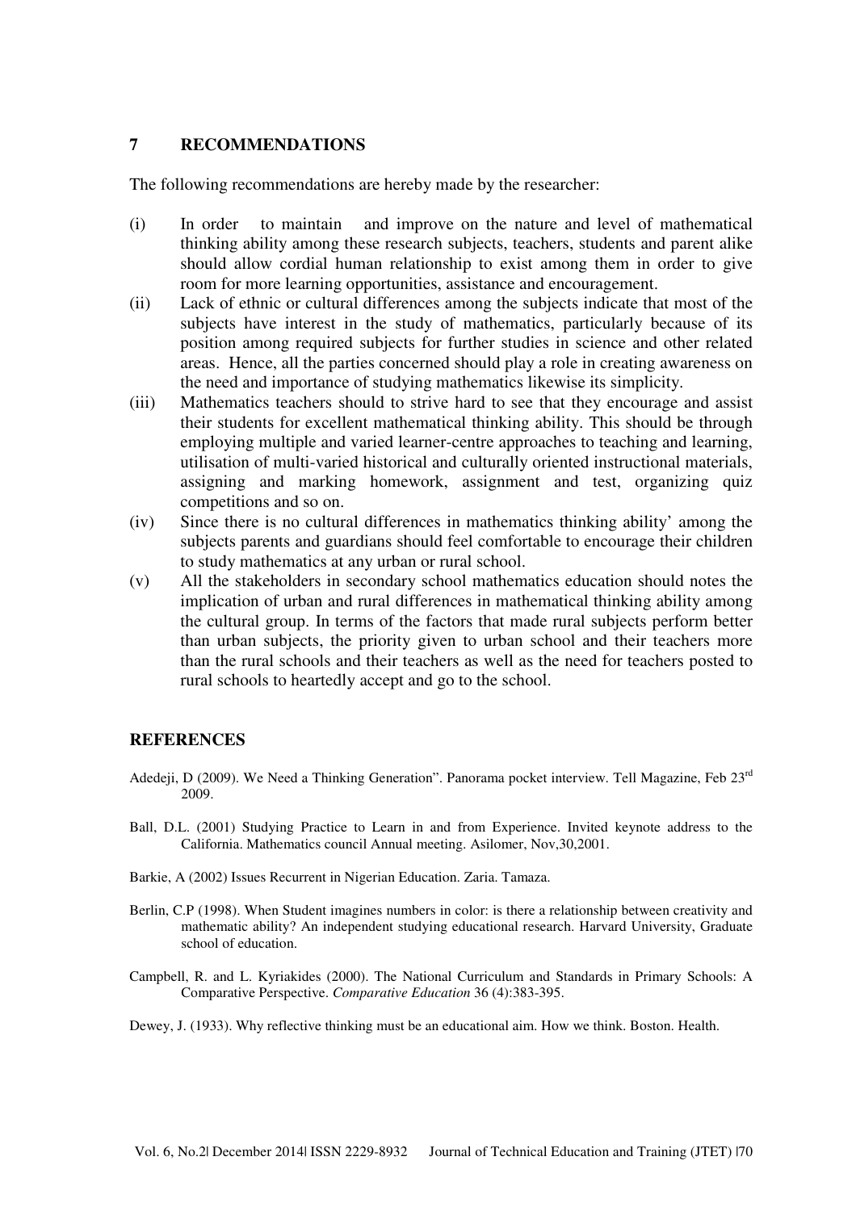## 7 RECOMMENDATIONS

The following recommendations are hereby made by the researcher:

(i) In order to maintain and improve on the nature and level of mathematical thinking ability among these research subjects, teachers, students and parent alike should allow cordial human relationship to exist among them in order to give room for more learning opportunities, assistance and encouragement.

(ii) Lack of ethnic or cultural differences among the subjects indicate that most of the subjects have interest in the study of mathematics, particularly because of its position among required subjects for further studies in science and other related areas. Hence, all the parties concerned should play a role in creating awareness on the need and importance of studying mathematics likewise its simplicity.

(iii) Mathematics teachers should to strive hard to see that they encourage and assist their students for excellent mathematical thinking ability. This should be through employing multiple and varied learner-centre approaches to teaching and learning, utilisation of multi-varied historical and culturally oriented instructional materials, assigning and marking homework, assignment and test, organizing quiz competitions and so on.

(iv) Since there is no cultural differences in mathematics thinking ability' among the subjects parents and guardians should feel comfortable to encourage their children to study mathematics at any urban or rural school.

(v) All the stakeholders in secondary school mathematics education should notes the implication of urban and rural differences in mathematical thinking ability among the cultural group. In terms of the factors that made rural subjects perform better than urban subjects, the priority given to urban school and their teachers more than the rural schools and their teachers as well as the need for teachers posted to rural schools to heartedly accept and go to the school.

## REFERENCES

Adedeji, D (2009). We Need a Thinking Generation". Panorama pocket interview. Tell Magazine, Feb 23rd 2009.

Ball, D.L. (2001) Studying Practice to Learn in and from Experience. Invited keynote address to the California. Mathematics council Annual meeting. Asilomer, Nov,30,2001.

Barkie, A (2002) Issues Recurrent in Nigerian Education. Zaria. Tamaza.

Berlin, C.P (1998). When Student imagines numbers in color: is there a relationship between creativity and mathematic ability? An independent studying educational research. Harvard University, Graduate school of education.

Campbell, R. and L. Kyriakides (2000). The National Curriculum and Standards in Primary Schools: A Comparative Perspective. *Comparative Education* 36 (4):383-395.

Dewey, J. (1933). Why reflective thinking must be an educational aim. How we think. Boston. Health.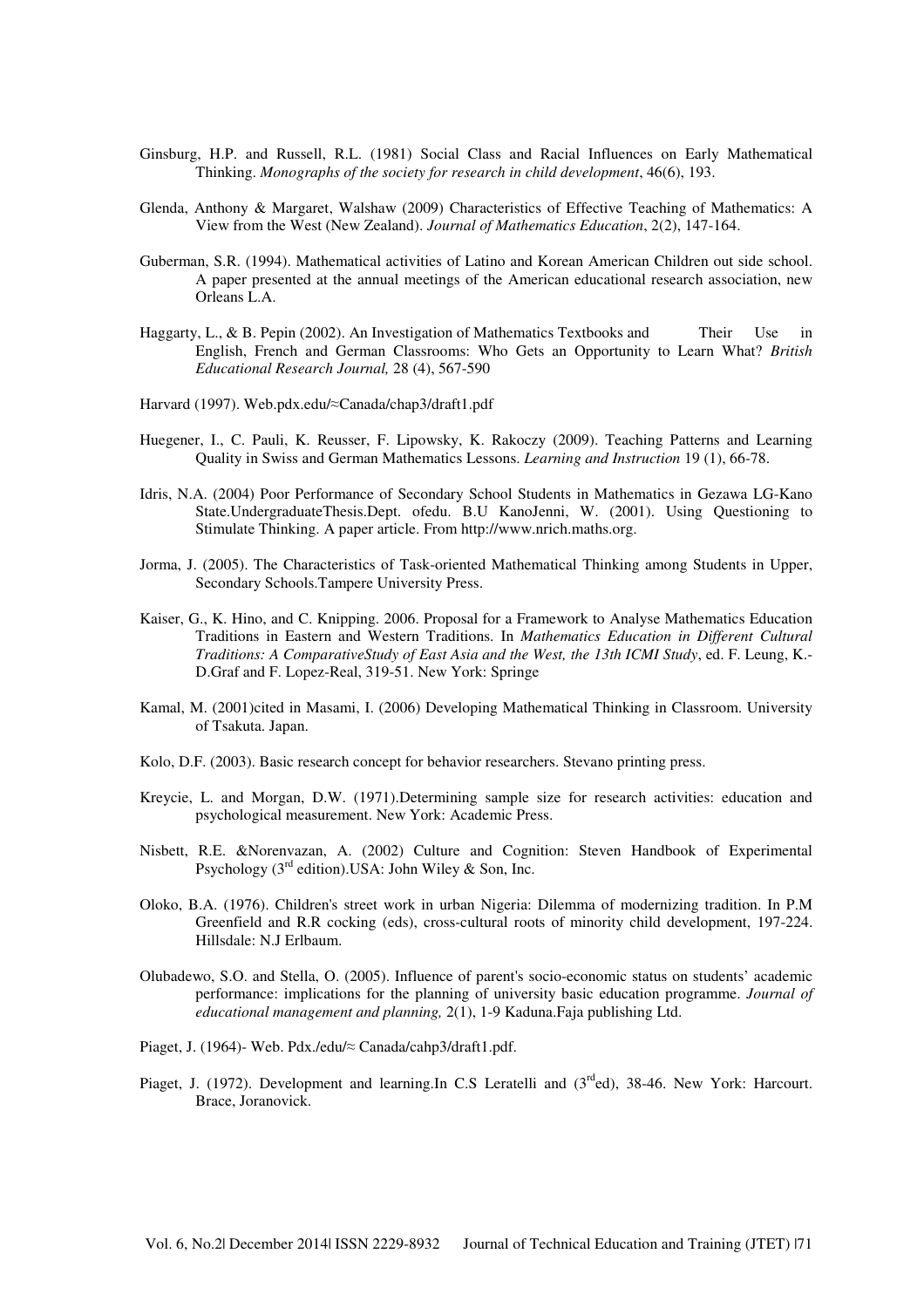Ginsburg, H.P. and Russell, R.L. (1981) Social Class and Racial Influences on Early Mathematical Thinking. *Monographs of the society for research in child development*, 46(6), 193.

Glenda, Anthony & Margaret, Walshaw (2009) Characteristics of Effective Teaching of Mathematics: A View from the West (New Zealand). *Journal of Mathematics Education*, 2(2), 147-164.

Guberman, S.R. (1994). Mathematical activities of Latino and Korean American Children out side school. A paper presented at the annual meetings of the American educational research association, new Orleans L.A.

Haggarty, L., & B. Pepin (2002). An Investigation of Mathematics Textbooks and Their Use in English, French and German Classrooms: Who Gets an Opportunity to Learn What? *British Educational Research Journal,* 28 (4), 567-590

Harvard (1997). Web.pdx.edu/≈Canada/chap3/draft1.pdf

Huegener, I., C. Pauli, K. Reusser, F. Lipowsky, K. Rakoczy (2009). Teaching Patterns and Learning Quality in Swiss and German Mathematics Lessons. *Learning and Instruction* 19 (1), 66-78.

Idris, N.A. (2004) Poor Performance of Secondary School Students in Mathematics in Gezawa LG-Kano State.UndergraduateThesis.Dept. ofedu. B.U KanoJenni, W. (2001). Using Questioning to Stimulate Thinking. A paper article. From http://www.nrich.maths.org.

Jorma, J. (2005). The Characteristics of Task-oriented Mathematical Thinking among Students in Upper, Secondary Schools.Tampere University Press.

Kaiser, G., K. Hino, and C. Knipping. 2006. Proposal for a Framework to Analyse Mathematics Education Traditions in Eastern and Western Traditions. In *Mathematics Education in Different Cultural Traditions: A ComparativeStudy of East Asia and the West, the 13th ICMI Study*, ed. F. Leung, K.-D.Graf and F. Lopez-Real, 319-51. New York: Springe

Kamal, M. (2001)cited in Masami, I. (2006) Developing Mathematical Thinking in Classroom. University of Tsakuta. Japan.

Kolo, D.F. (2003). Basic research concept for behavior researchers. Stevano printing press.

Kreycie, L. and Morgan, D.W. (1971).Determining sample size for research activities: education and psychological measurement. New York: Academic Press.

Nisbett, R.E. &Norenvazan, A. (2002) Culture and Cognition: Steven Handbook of Experimental Psychology (3rd edition).USA: John Wiley & Son, Inc.

Oloko, B.A. (1976). Children's street work in urban Nigeria: Dilemma of modernizing tradition. In P.M Greenfield and R.R cocking (eds), cross-cultural roots of minority child development, 197-224. Hillsdale: N.J Erlbaum.

Olubadewo, S.O. and Stella, O. (2005). Influence of parent's socio-economic status on students' academic performance: implications for the planning of university basic education programme. *Journal of educational management and planning,* 2(1), 1-9 Kaduna.Faja publishing Ltd.

Piaget, J. (1964)- Web. Pdx./edu/≈ Canada/cahp3/draft1.pdf.

Piaget, J. (1972). Development and learning.In C.S Leratelli and (3rded), 38-46. New York: Harcourt. Brace, Joranovick.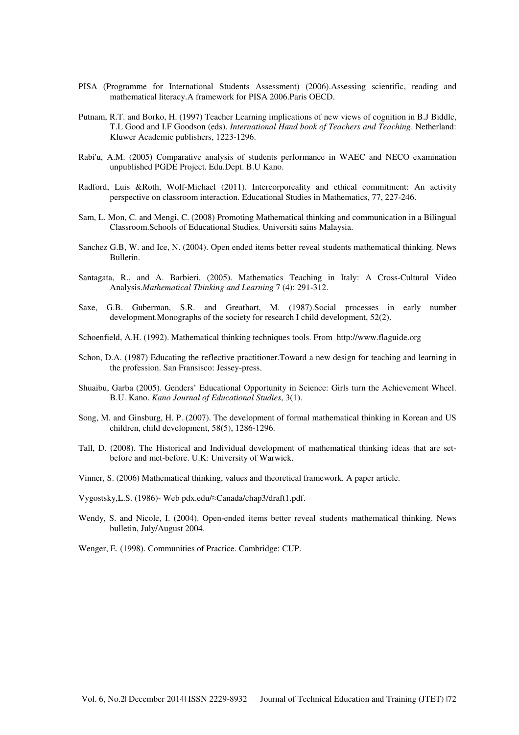PISA (Programme for International Students Assessment) (2006).Assessing scientific, reading and mathematical literacy.A framework for PISA 2006.Paris OECD.

Putnam, R.T. and Borko, H. (1997) Teacher Learning implications of new views of cognition in B.J Biddle, T.L Good and I.F Goodson (eds). *International Hand book of Teachers and Teaching*. Netherland: Kluwer Academic publishers, 1223-1296.

Rabi'u, A.M. (2005) Comparative analysis of students performance in WAEC and NECO examination unpublished PGDE Project. Edu.Dept. B.U Kano.

Radford, Luis &Roth, Wolf-Michael (2011). Intercorporeality and ethical commitment: An activity perspective on classroom interaction. Educational Studies in Mathematics, 77, 227-246.

Sam, L. Mon, C. and Mengi, C. (2008) Promoting Mathematical thinking and communication in a Bilingual Classroom.Schools of Educational Studies. Universiti sains Malaysia.

Sanchez G.B, W. and Ice, N. (2004). Open ended items better reveal students mathematical thinking. News Bulletin.

Santagata, R., and A. Barbieri. (2005). Mathematics Teaching in Italy: A Cross-Cultural Video Analysis.*Mathematical Thinking and Learning* 7 (4): 291-312.

Saxe, G.B. Guberman, S.R. and Greathart, M. (1987).Social processes in early number development.Monographs of the society for research I child development, 52(2).

Schoenfield, A.H. (1992). Mathematical thinking techniques tools. From http://www.flaguide.org

Schon, D.A. (1987) Educating the reflective practitioner.Toward a new design for teaching and learning in the profession. San Fransisco: Jessey-press.

Shuaibu, Garba (2005). Genders' Educational Opportunity in Science: Girls turn the Achievement Wheel. B.U. Kano. *Kano Journal of Educational Studies*, 3(1).

Song, M. and Ginsburg, H. P. (2007). The development of formal mathematical thinking in Korean and US children, child development, 58(5), 1286-1296.

Tall, D. (2008). The Historical and Individual development of mathematical thinking ideas that are set-before and met-before. U.K: University of Warwick.

Vinner, S. (2006) Mathematical thinking, values and theoretical framework. A paper article.

Vygostsky,L.S. (1986)- Web pdx.edu/≈Canada/chap3/draft1.pdf.

Wendy, S. and Nicole, I. (2004). Open-ended items better reveal students mathematical thinking. News bulletin, July/August 2004.

Wenger, E. (1998). Communities of Practice. Cambridge: CUP.